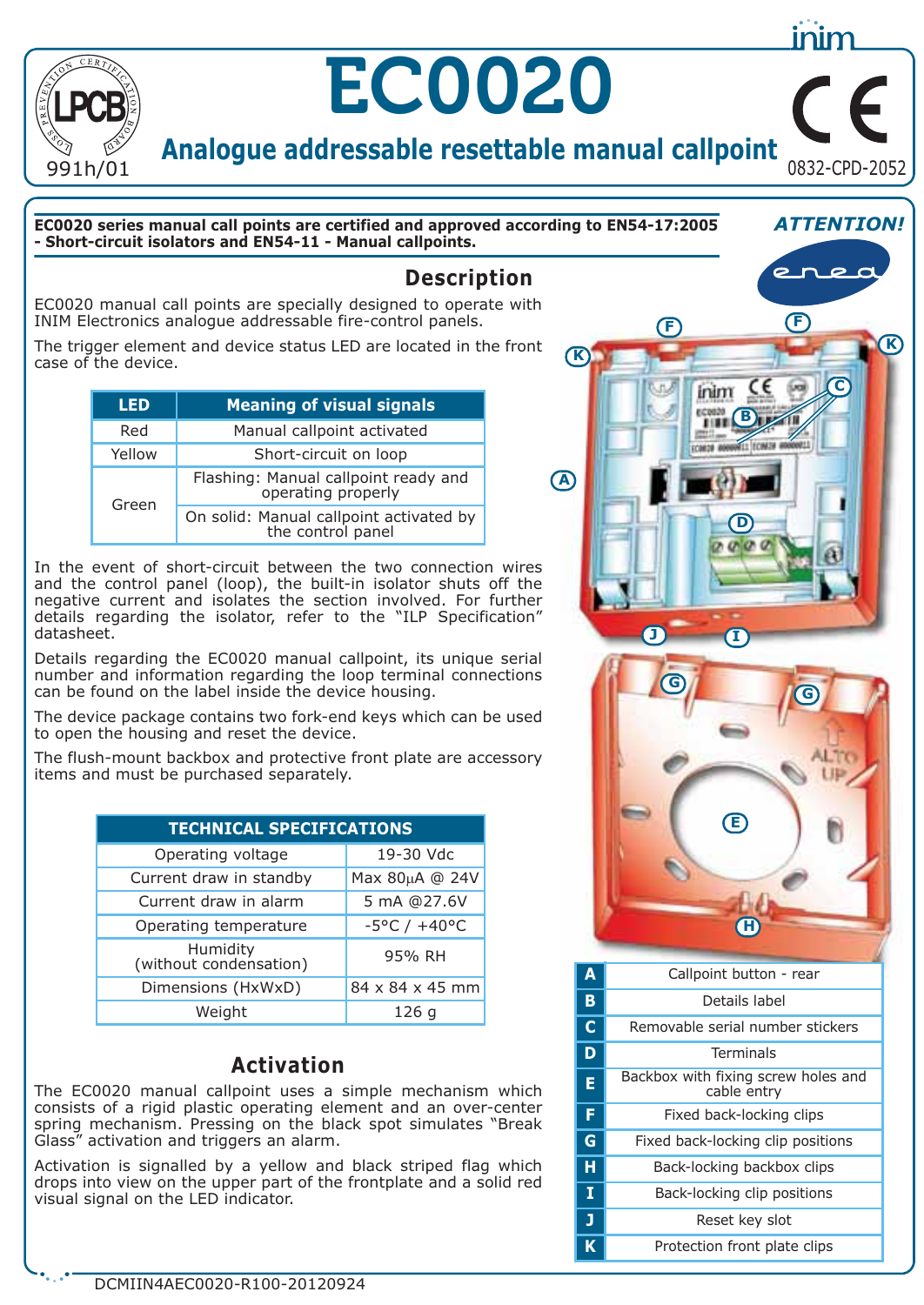# EC0020

## Analogue addressable resettable manual callpoint

991h/01

0832-CPD-2052

**EC0020 series manual call points are certified and approved according to EN54-17:2005 - Short-circuit isolators and EN54-11 - Manual callpoints.**

*ATTENTION!*

## Description

EC0020 manual call points are specially designed to operate with INIM Electronics analogue addressable fire-control panels.

The trigger element and device status LED are located in the front case of the device.

| LED | Meaning of visual signals |
|---|---|
| Red | Manual callpoint activated |
| Yellow | Short-circuit on loop |
| Green | Flashing: Manual callpoint ready and operating properly |
| | On solid: Manual callpoint activated by the control panel |

In the event of short-circuit between the two connection wires and the control panel (loop), the built-in isolator shuts off the negative current and isolates the section involved. For further details regarding the isolator, refer to the "ILP Specification" datasheet.

Details regarding the EC0020 manual callpoint, its unique serial number and information regarding the loop terminal connections can be found on the label inside the device housing.

The device package contains two fork-end keys which can be used to open the housing and reset the device.

The flush-mount backbox and protective front plate are accessory items and must be purchased separately.

| TECHNICAL SPECIFICATIONS | |
|---|---|
| Operating voltage | 19-30 Vdc |
| Current draw in standby | Max 80µA @ 24V |
| Current draw in alarm | 5 mA @27.6V |
| Operating temperature | -5°C / +40°C |
| Humidity (without condensation) | 95% RH |
| Dimensions (HxWxD) | 84 x 84 x 45 mm |
| Weight | 126 g |

## Activation

The EC0020 manual callpoint uses a simple mechanism which consists of a rigid plastic operating element and an over-center spring mechanism. Pressing on the black spot simulates "Break Glass" activation and triggers an alarm.

Activation is signalled by a yellow and black striped flag which drops into view on the upper part of the frontplate and a solid red visual signal on the LED indicator.

| | |
|---|---|
| **A** | Callpoint button - rear |
| **B** | Details label |
| **C** | Removable serial number stickers |
| **D** | Terminals |
| **E** | Backbox with fixing screw holes and cable entry |
| **F** | Fixed back-locking clips |
| **G** | Fixed back-locking clip positions |
| **H** | Back-locking backbox clips |
| **I** | Back-locking clip positions |
| **J** | Reset key slot |
| **K** | Protection front plate clips |

DCMIIN4AEC0020-R100-20120924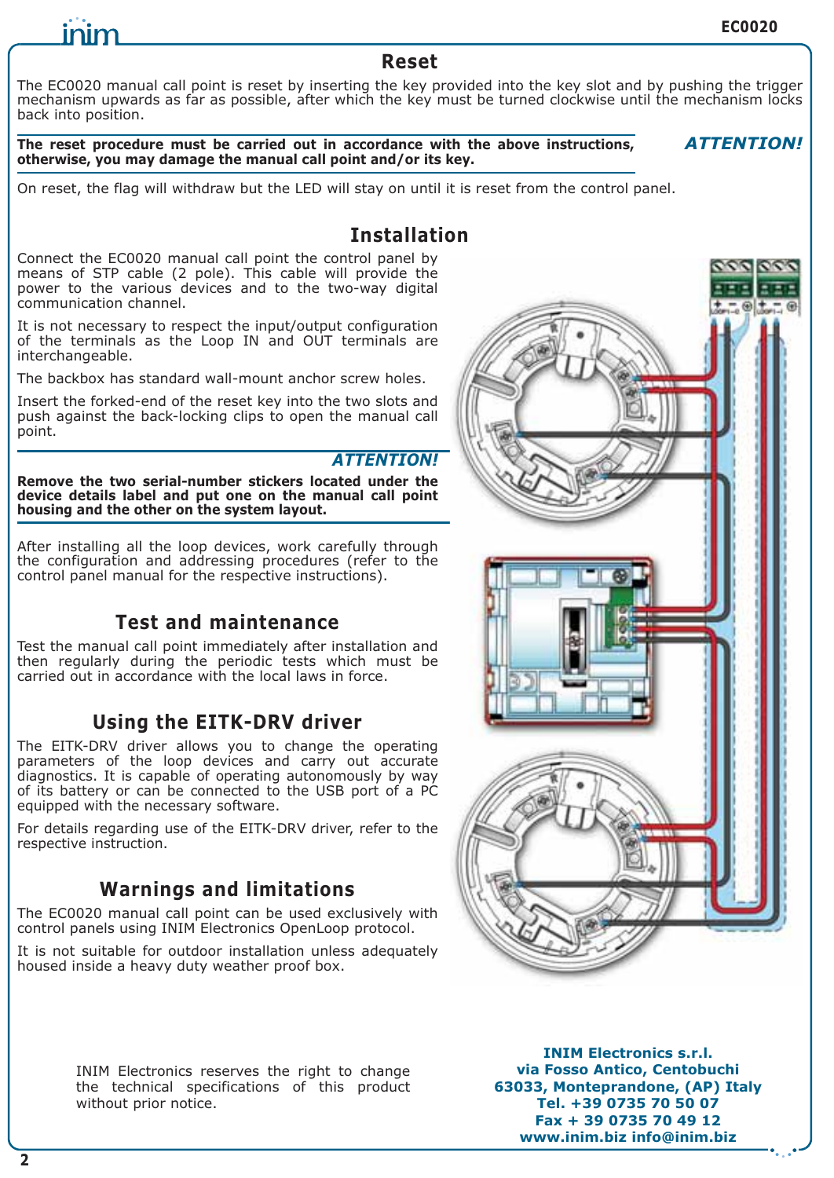## Reset

The EC0020 manual call point is reset by inserting the key provided into the key slot and by pushing the trigger mechanism upwards as far as possible, after which the key must be turned clockwise until the mechanism locks back into position.

*ATTENTION!*

**The reset procedure must be carried out in accordance with the above instructions, otherwise, you may damage the manual call point and/or its key.**

On reset, the flag will withdraw but the LED will stay on until it is reset from the control panel.

## Installation

Connect the EC0020 manual call point the control panel by means of STP cable (2 pole). This cable will provide the power to the various devices and to the two-way digital communication channel.

It is not necessary to respect the input/output configuration of the terminals as the Loop IN and OUT terminals are interchangeable.

The backbox has standard wall-mount anchor screw holes.

Insert the forked-end of the reset key into the two slots and push against the back-locking clips to open the manual call point.

*ATTENTION!*

**Remove the two serial-number stickers located under the device details label and put one on the manual call point housing and the other on the system layout.**

After installing all the loop devices, work carefully through the configuration and addressing procedures (refer to the control panel manual for the respective instructions).

## Test and maintenance

Test the manual call point immediately after installation and then regularly during the periodic tests which must be carried out in accordance with the local laws in force.

## Using the EITK-DRV driver

The EITK-DRV driver allows you to change the operating parameters of the loop devices and carry out accurate diagnostics. It is capable of operating autonomously by way of its battery or can be connected to the USB port of a PC equipped with the necessary software.

For details regarding use of the EITK-DRV driver, refer to the respective instruction.

## Warnings and limitations

The EC0020 manual call point can be used exclusively with control panels using INIM Electronics OpenLoop protocol.

It is not suitable for outdoor installation unless adequately housed inside a heavy duty weather proof box.

INIM Electronics reserves the right to change the technical specifications of this product without prior notice.

**INIM Electronics s.r.l.**
**via Fosso Antico, Centobuchi**
**63033, Monteprandone, (AP) Italy**
**Tel. +39 0735 70 50 07**
**Fax + 39 0735 70 49 12**
**www.inim.biz info@inim.biz**